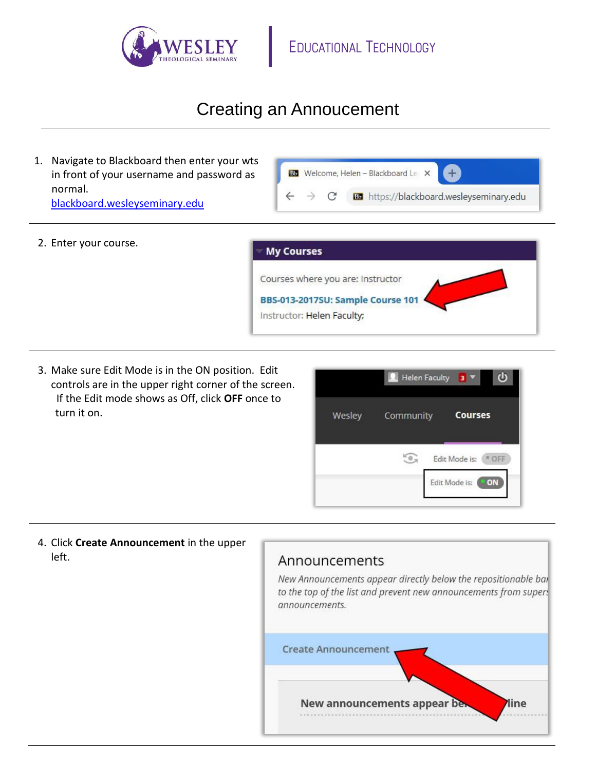WESLEY THEOLOGICAL SEMINARY | EDUCATIONAL TECHNOLOGY

# Creating an Annoucement

1. Navigate to Blackboard then enter your wts in front of your username and password as normal.
   blackboard.wesleyseminary.edu

2. Enter your course.

3. Make sure Edit Mode is in the ON position. Edit controls are in the upper right corner of the screen. If the Edit mode shows as Off, click **OFF** once to turn it on.

4. Click **Create Announcement** in the upper left.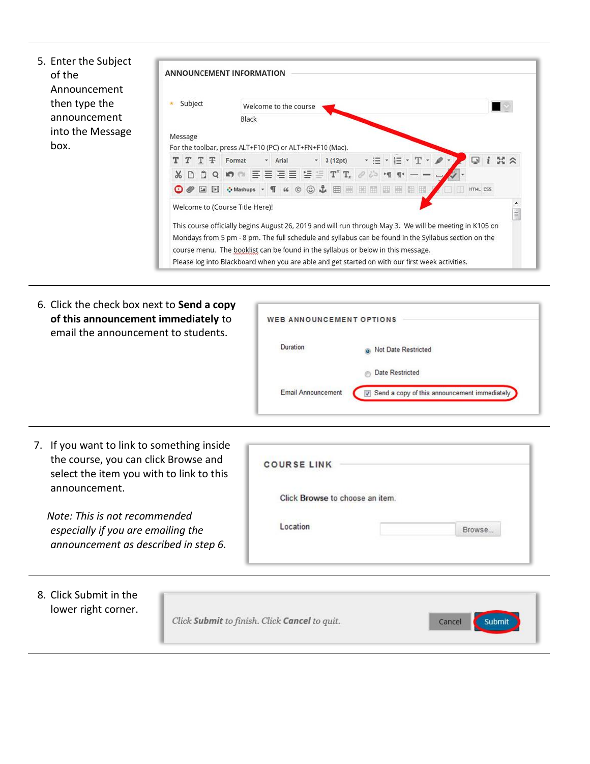---

5. Enter the Subject of the Announcement then type the announcement into the Message box.

---

6. Click the check box next to **Send a copy of this announcement immediately** to email the announcement to students.

---

7. If you want to link to something inside the course, you can click Browse and select the item you with to link to this announcement.

   *Note: This is not recommended especially if you are emailing the announcement as described in step 6.*

---

8. Click Submit in the lower right corner.

---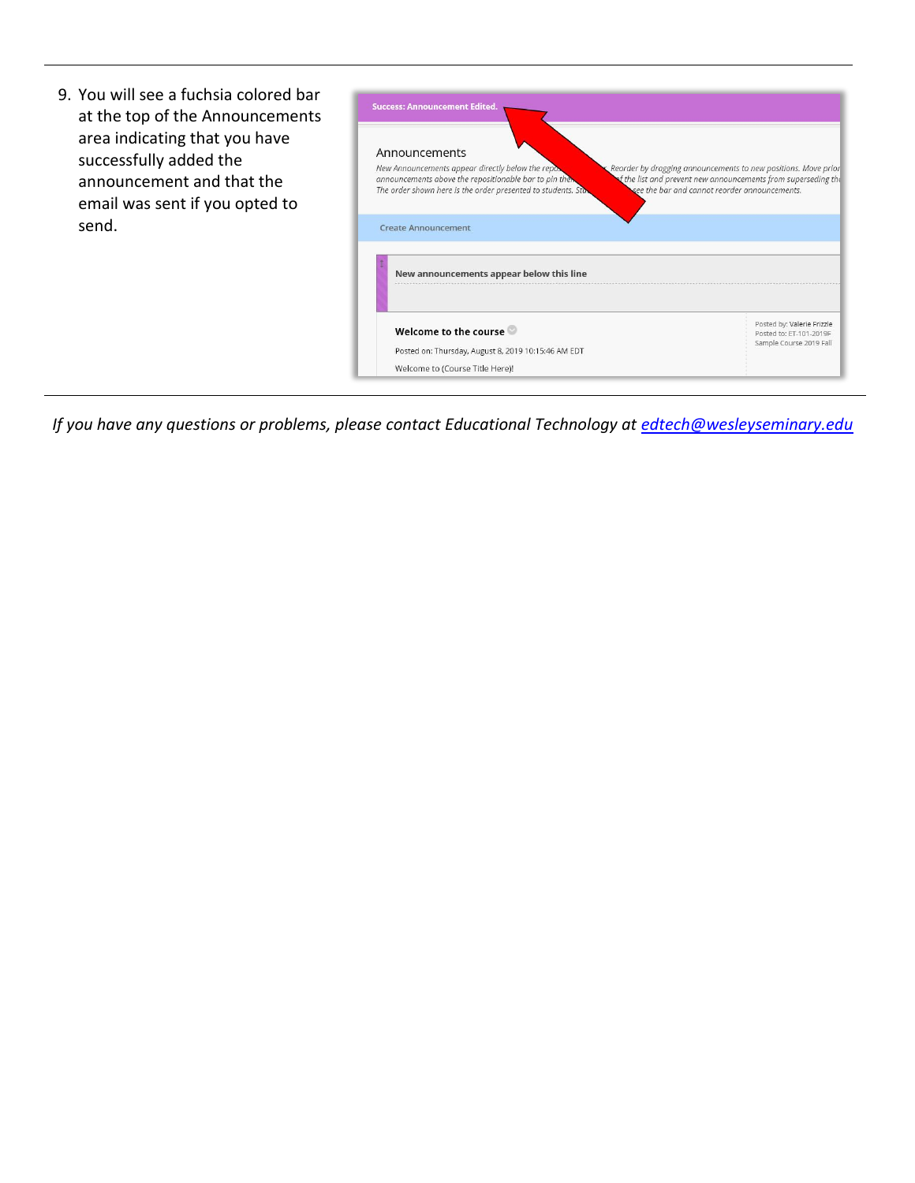9. You will see a fuchsia colored bar at the top of the Announcements area indicating that you have successfully added the announcement and that the email was sent if you opted to send.

*If you have any questions or problems, please contact Educational Technology at [edtech@wesleyseminary.edu](mailto:edtech@wesleyseminary.edu)*